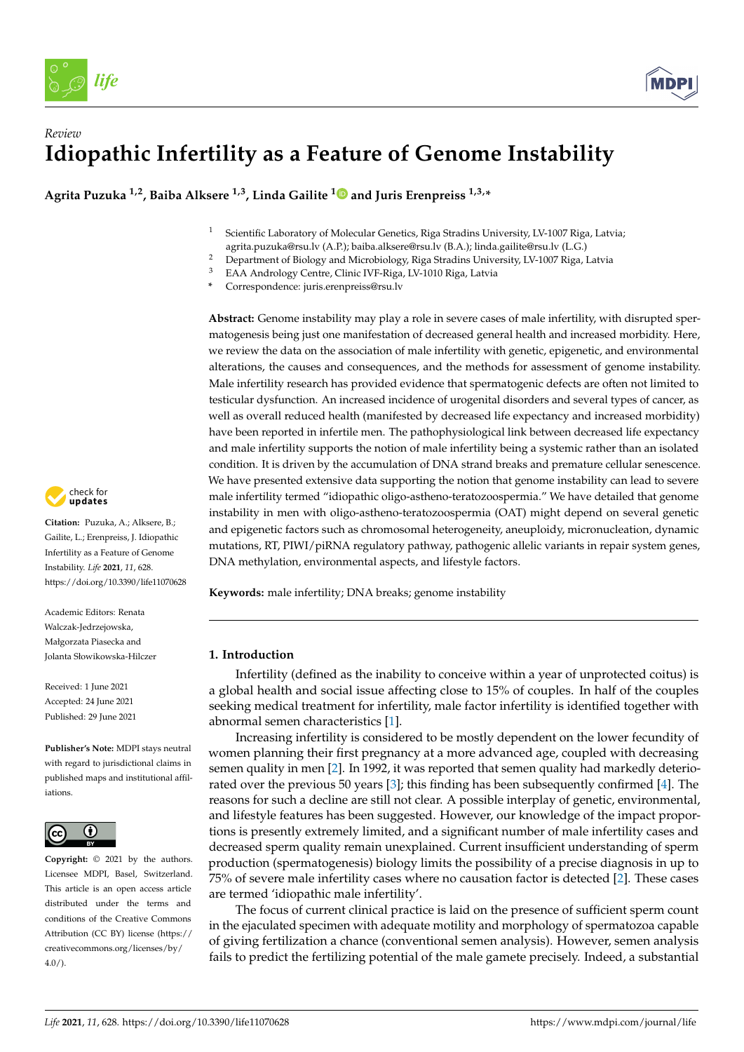*Review*

# Idiopathic Infertility as a Feature of Genome Instability

**Agrita Puzuka [1,2], Baiba Alksere [1,3], Linda Gailite [1] and Juris Erenpreiss [1,3,*]**

[1] Scientific Laboratory of Molecular Genetics, Riga Stradins University, LV-1007 Riga, Latvia; agrita.puzuka@rsu.lv (A.P.); baiba.alksere@rsu.lv (B.A.); linda.gailite@rsu.lv (L.G.)
[2] Department of Biology and Microbiology, Riga Stradins University, LV-1007 Riga, Latvia
[3] EAA Andrology Centre, Clinic IVF-Riga, LV-1010 Riga, Latvia
[*] Correspondence: juris.erenpreiss@rsu.lv

**Abstract:** Genome instability may play a role in severe cases of male infertility, with disrupted spermatogenesis being just one manifestation of decreased general health and increased morbidity. Here, we review the data on the association of male infertility with genetic, epigenetic, and environmental alterations, the causes and consequences, and the methods for assessment of genome instability. Male infertility research has provided evidence that spermatogenic defects are often not limited to testicular dysfunction. An increased incidence of urogenital disorders and several types of cancer, as well as overall reduced health (manifested by decreased life expectancy and increased morbidity) have been reported in infertile men. The pathophysiological link between decreased life expectancy and male infertility supports the notion of male infertility being a systemic rather than an isolated condition. It is driven by the accumulation of DNA strand breaks and premature cellular senescence. We have presented extensive data supporting the notion that genome instability can lead to severe male infertility termed "idiopathic oligo-astheno-teratozoospermia." We have detailed that genome instability in men with oligo-astheno-teratozoospermia (OAT) might depend on several genetic and epigenetic factors such as chromosomal heterogeneity, aneuploidy, micronucleation, dynamic mutations, RT, PIWI/piRNA regulatory pathway, pathogenic allelic variants in repair system genes, DNA methylation, environmental aspects, and lifestyle factors.

**Keywords:** male infertility; DNA breaks; genome instability

**Citation:** Puzuka, A.; Alksere, B.; Gailite, L.; Erenpreiss, J. Idiopathic Infertility as a Feature of Genome Instability. *Life* **2021**, *11*, 628. https://doi.org/10.3390/life11070628

Academic Editors: Renata Walczak-Jedrzejowska, Małgorzata Piasecka and Jolanta Słowikowska-Hilczer

Received: 1 June 2021
Accepted: 24 June 2021
Published: 29 June 2021

**Publisher's Note:** MDPI stays neutral with regard to jurisdictional claims in published maps and institutional affiliations.

**Copyright:** © 2021 by the authors. Licensee MDPI, Basel, Switzerland. This article is an open access article distributed under the terms and conditions of the Creative Commons Attribution (CC BY) license (https://creativecommons.org/licenses/by/4.0/).

## 1. Introduction

Infertility (defined as the inability to conceive within a year of unprotected coitus) is a global health and social issue affecting close to 15% of couples. In half of the couples seeking medical treatment for infertility, male factor infertility is identified together with abnormal semen characteristics [1].

Increasing infertility is considered to be mostly dependent on the lower fecundity of women planning their first pregnancy at a more advanced age, coupled with decreasing semen quality in men [2]. In 1992, it was reported that semen quality had markedly deteriorated over the previous 50 years [3]; this finding has been subsequently confirmed [4]. The reasons for such a decline are still not clear. A possible interplay of genetic, environmental, and lifestyle features has been suggested. However, our knowledge of the impact proportions is presently extremely limited, and a significant number of male infertility cases and decreased sperm quality remain unexplained. Current insufficient understanding of sperm production (spermatogenesis) biology limits the possibility of a precise diagnosis in up to 75% of severe male infertility cases where no causation factor is detected [2]. These cases are termed 'idiopathic male infertility'.

The focus of current clinical practice is laid on the presence of sufficient sperm count in the ejaculated specimen with adequate motility and morphology of spermatozoa capable of giving fertilization a chance (conventional semen analysis). However, semen analysis fails to predict the fertilizing potential of the male gamete precisely. Indeed, a substantial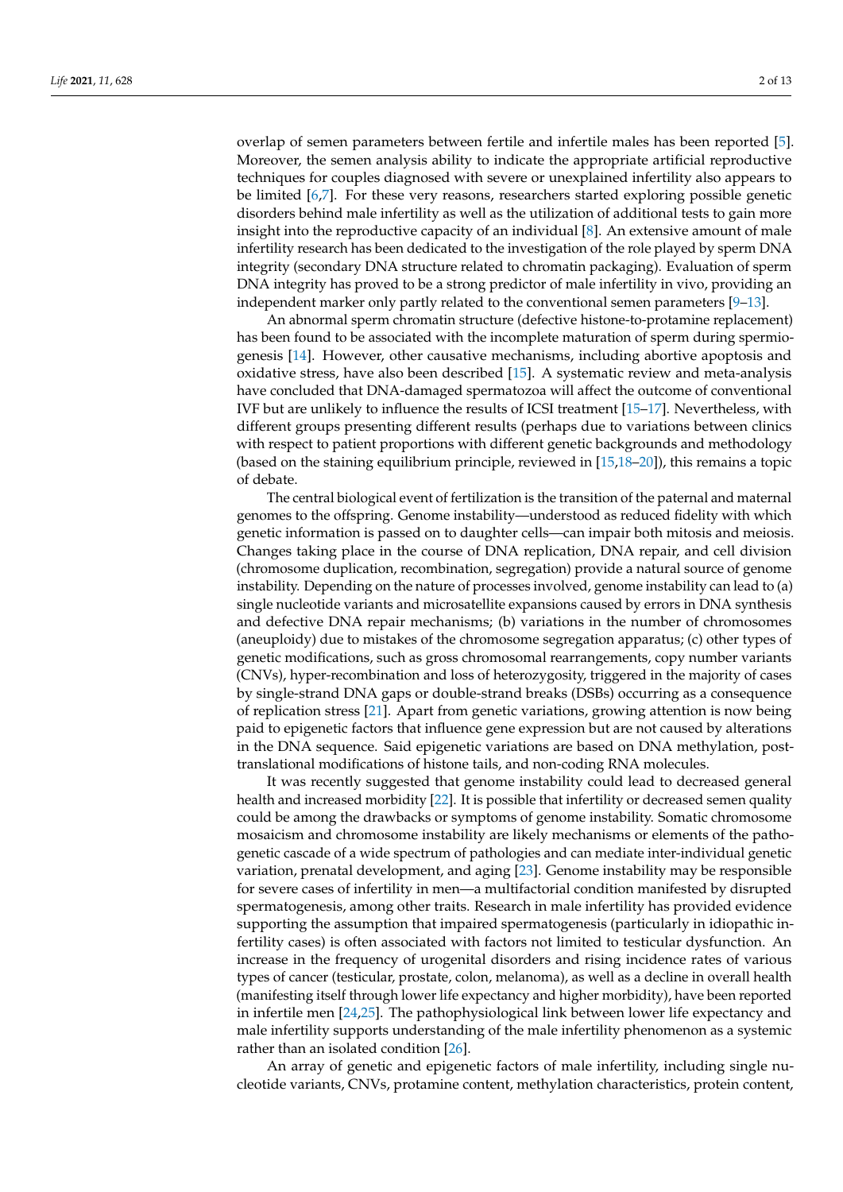overlap of semen parameters between fertile and infertile males has been reported [5]. Moreover, the semen analysis ability to indicate the appropriate artificial reproductive techniques for couples diagnosed with severe or unexplained infertility also appears to be limited [6,7]. For these very reasons, researchers started exploring possible genetic disorders behind male infertility as well as the utilization of additional tests to gain more insight into the reproductive capacity of an individual [8]. An extensive amount of male infertility research has been dedicated to the investigation of the role played by sperm DNA integrity (secondary DNA structure related to chromatin packaging). Evaluation of sperm DNA integrity has proved to be a strong predictor of male infertility in vivo, providing an independent marker only partly related to the conventional semen parameters [9–13].

An abnormal sperm chromatin structure (defective histone-to-protamine replacement) has been found to be associated with the incomplete maturation of sperm during spermiogenesis [14]. However, other causative mechanisms, including abortive apoptosis and oxidative stress, have also been described [15]. A systematic review and meta-analysis have concluded that DNA-damaged spermatozoa will affect the outcome of conventional IVF but are unlikely to influence the results of ICSI treatment [15–17]. Nevertheless, with different groups presenting different results (perhaps due to variations between clinics with respect to patient proportions with different genetic backgrounds and methodology (based on the staining equilibrium principle, reviewed in [15,18–20]), this remains a topic of debate.

The central biological event of fertilization is the transition of the paternal and maternal genomes to the offspring. Genome instability—understood as reduced fidelity with which genetic information is passed on to daughter cells—can impair both mitosis and meiosis. Changes taking place in the course of DNA replication, DNA repair, and cell division (chromosome duplication, recombination, segregation) provide a natural source of genome instability. Depending on the nature of processes involved, genome instability can lead to (a) single nucleotide variants and microsatellite expansions caused by errors in DNA synthesis and defective DNA repair mechanisms; (b) variations in the number of chromosomes (aneuploidy) due to mistakes of the chromosome segregation apparatus; (c) other types of genetic modifications, such as gross chromosomal rearrangements, copy number variants (CNVs), hyper-recombination and loss of heterozygosity, triggered in the majority of cases by single-strand DNA gaps or double-strand breaks (DSBs) occurring as a consequence of replication stress [21]. Apart from genetic variations, growing attention is now being paid to epigenetic factors that influence gene expression but are not caused by alterations in the DNA sequence. Said epigenetic variations are based on DNA methylation, post-translational modifications of histone tails, and non-coding RNA molecules.

It was recently suggested that genome instability could lead to decreased general health and increased morbidity [22]. It is possible that infertility or decreased semen quality could be among the drawbacks or symptoms of genome instability. Somatic chromosome mosaicism and chromosome instability are likely mechanisms or elements of the pathogenetic cascade of a wide spectrum of pathologies and can mediate inter-individual genetic variation, prenatal development, and aging [23]. Genome instability may be responsible for severe cases of infertility in men—a multifactorial condition manifested by disrupted spermatogenesis, among other traits. Research in male infertility has provided evidence supporting the assumption that impaired spermatogenesis (particularly in idiopathic infertility cases) is often associated with factors not limited to testicular dysfunction. An increase in the frequency of urogenital disorders and rising incidence rates of various types of cancer (testicular, prostate, colon, melanoma), as well as a decline in overall health (manifesting itself through lower life expectancy and higher morbidity), have been reported in infertile men [24,25]. The pathophysiological link between lower life expectancy and male infertility supports understanding of the male infertility phenomenon as a systemic rather than an isolated condition [26].

An array of genetic and epigenetic factors of male infertility, including single nucleotide variants, CNVs, protamine content, methylation characteristics, protein content,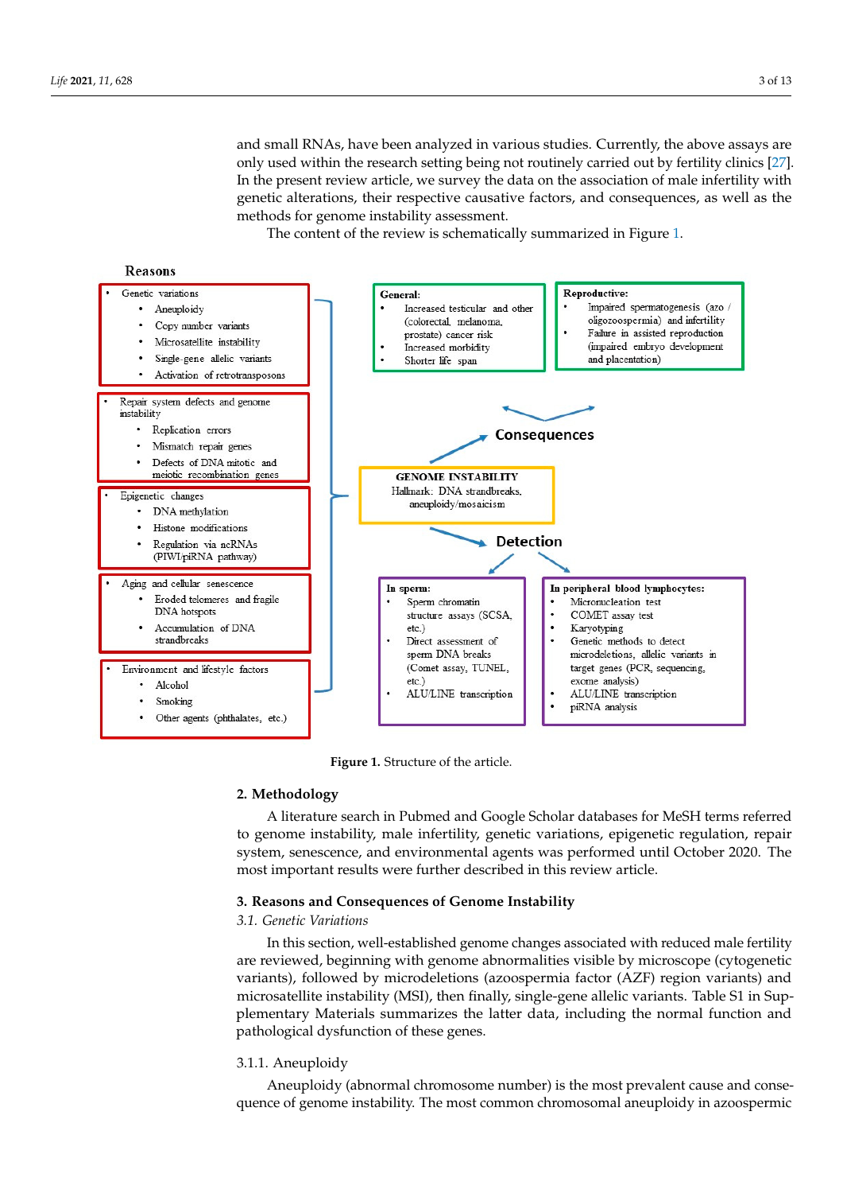and small RNAs, have been analyzed in various studies. Currently, the above assays are only used within the research setting being not routinely carried out by fertility clinics [27]. In the present review article, we survey the data on the association of male infertility with genetic alterations, their respective causative factors, and consequences, as well as the methods for genome instability assessment.

The content of the review is schematically summarized in Figure 1.

**Reasons**

- Genetic variations
  - Aneuploidy
  - Copy number variants
  - Microsatellite instability
  - Single-gene allelic variants
  - Activation of retrotransposons
- Repair system defects and genome instability
  - Replication errors
  - Mismatch repair genes
  - Defects of DNA mitotic and meiotic recombination genes
- Epigenetic changes
  - DNA methylation
  - Histone modifications
  - Regulation via ncRNAs (PIWI/piRNA pathway)
- Aging and cellular senescence
  - Eroded telomeres and fragile DNA hotspots
  - Accumulation of DNA strandbreaks
- Environment and lifestyle factors
  - Alcohol
  - Smoking
  - Other agents (phthalates, etc.)

**GENOME INSTABILITY**
Hallmark: DNA strandbreaks, aneuploidy/mosaicism

**Consequences**

**General:**
- Increased testicular and other (colorectal, melanoma, prostate) cancer risk
- Increased morbidity
- Shorter life span

**Reproductive:**
- Impaired spermatogenesis (azo / oligozoospermia) and infertility
- Failure in assisted reproduction (impaired embryo development and placentation)

**Detection**

**In sperm:**
- Sperm chromatin structure assays (SCSA, etc.)
- Direct assessment of sperm DNA breaks (Comet assay, TUNEL, etc.)
- ALU/LINE transcription

**In peripheral blood lymphocytes:**
- Micronucleation test
- COMET assay test
- Karyotyping
- Genetic methods to detect microdeletions, allelic variants in target genes (PCR, sequencing, exome analysis)
- ALU/LINE transcription
- piRNA analysis

**Figure 1.** Structure of the article.

## 2. Methodology

A literature search in Pubmed and Google Scholar databases for MeSH terms referred to genome instability, male infertility, genetic variations, epigenetic regulation, repair system, senescence, and environmental agents was performed until October 2020. The most important results were further described in this review article.

## 3. Reasons and Consequences of Genome Instability

### 3.1. Genetic Variations

In this section, well-established genome changes associated with reduced male fertility are reviewed, beginning with genome abnormalities visible by microscope (cytogenetic variants), followed by microdeletions (azoospermia factor (AZF) region variants) and microsatellite instability (MSI), then finally, single-gene allelic variants. Table S1 in Supplementary Materials summarizes the latter data, including the normal function and pathological dysfunction of these genes.

#### 3.1.1. Aneuploidy

Aneuploidy (abnormal chromosome number) is the most prevalent cause and consequence of genome instability. The most common chromosomal aneuploidy in azoospermic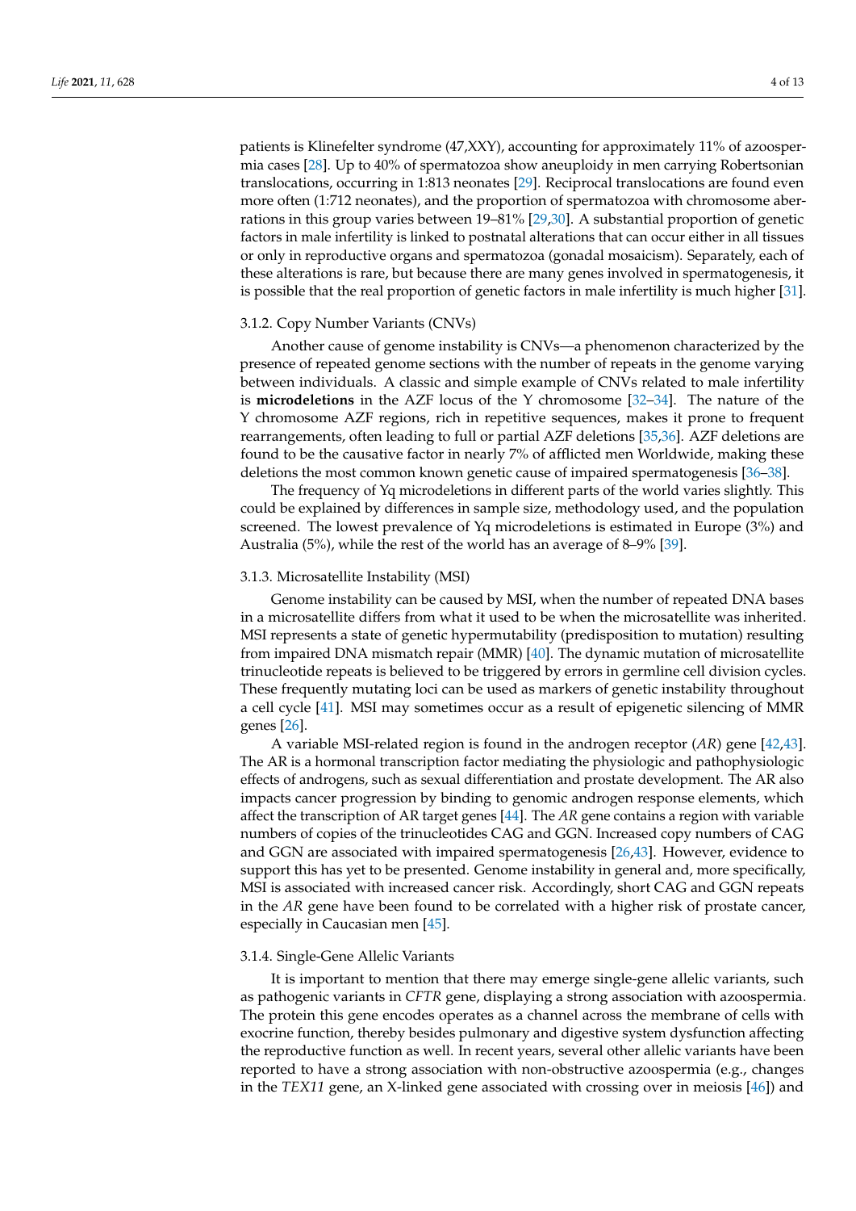patients is Klinefelter syndrome (47,XXY), accounting for approximately 11% of azoospermia cases [28]. Up to 40% of spermatozoa show aneuploidy in men carrying Robertsonian translocations, occurring in 1:813 neonates [29]. Reciprocal translocations are found even more often (1:712 neonates), and the proportion of spermatozoa with chromosome aberrations in this group varies between 19–81% [29,30]. A substantial proportion of genetic factors in male infertility is linked to postnatal alterations that can occur either in all tissues or only in reproductive organs and spermatozoa (gonadal mosaicism). Separately, each of these alterations is rare, but because there are many genes involved in spermatogenesis, it is possible that the real proportion of genetic factors in male infertility is much higher [31].

#### 3.1.2. Copy Number Variants (CNVs)

Another cause of genome instability is CNVs—a phenomenon characterized by the presence of repeated genome sections with the number of repeats in the genome varying between individuals. A classic and simple example of CNVs related to male infertility is **microdeletions** in the AZF locus of the Y chromosome [32–34]. The nature of the Y chromosome AZF regions, rich in repetitive sequences, makes it prone to frequent rearrangements, often leading to full or partial AZF deletions [35,36]. AZF deletions are found to be the causative factor in nearly 7% of afflicted men Worldwide, making these deletions the most common known genetic cause of impaired spermatogenesis [36–38].

The frequency of Yq microdeletions in different parts of the world varies slightly. This could be explained by differences in sample size, methodology used, and the population screened. The lowest prevalence of Yq microdeletions is estimated in Europe (3%) and Australia (5%), while the rest of the world has an average of 8–9% [39].

#### 3.1.3. Microsatellite Instability (MSI)

Genome instability can be caused by MSI, when the number of repeated DNA bases in a microsatellite differs from what it used to be when the microsatellite was inherited. MSI represents a state of genetic hypermutability (predisposition to mutation) resulting from impaired DNA mismatch repair (MMR) [40]. The dynamic mutation of microsatellite trinucleotide repeats is believed to be triggered by errors in germline cell division cycles. These frequently mutating loci can be used as markers of genetic instability throughout a cell cycle [41]. MSI may sometimes occur as a result of epigenetic silencing of MMR genes [26].

A variable MSI-related region is found in the androgen receptor (*AR*) gene [42,43]. The AR is a hormonal transcription factor mediating the physiologic and pathophysiologic effects of androgens, such as sexual differentiation and prostate development. The AR also impacts cancer progression by binding to genomic androgen response elements, which affect the transcription of AR target genes [44]. The *AR* gene contains a region with variable numbers of copies of the trinucleotides CAG and GGN. Increased copy numbers of CAG and GGN are associated with impaired spermatogenesis [26,43]. However, evidence to support this has yet to be presented. Genome instability in general and, more specifically, MSI is associated with increased cancer risk. Accordingly, short CAG and GGN repeats in the *AR* gene have been found to be correlated with a higher risk of prostate cancer, especially in Caucasian men [45].

#### 3.1.4. Single-Gene Allelic Variants

It is important to mention that there may emerge single-gene allelic variants, such as pathogenic variants in *CFTR* gene, displaying a strong association with azoospermia. The protein this gene encodes operates as a channel across the membrane of cells with exocrine function, thereby besides pulmonary and digestive system dysfunction affecting the reproductive function as well. In recent years, several other allelic variants have been reported to have a strong association with non-obstructive azoospermia (e.g., changes in the *TEX11* gene, an X-linked gene associated with crossing over in meiosis [46]) and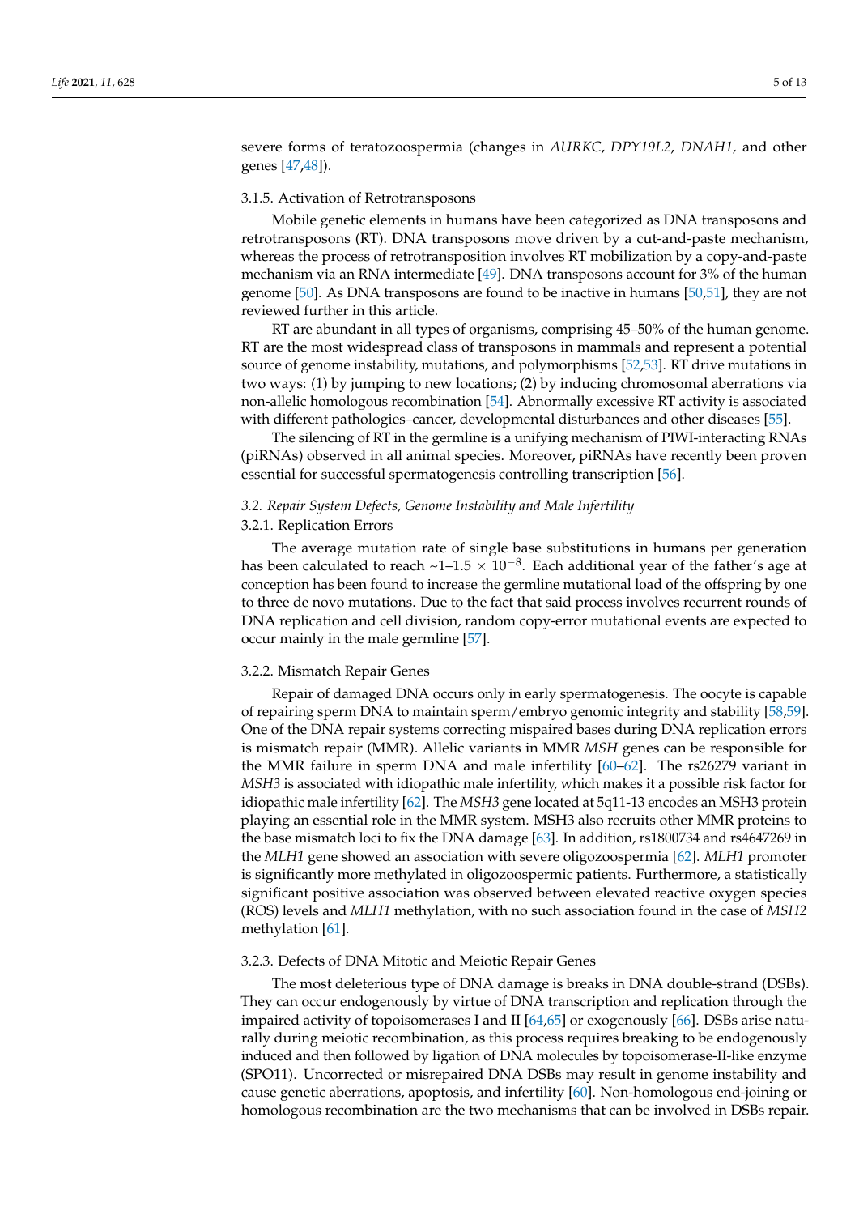severe forms of teratozoospermia (changes in *AURKC*, *DPY19L2*, *DNAH1,* and other genes [47,48]).

#### 3.1.5. Activation of Retrotransposons

Mobile genetic elements in humans have been categorized as DNA transposons and retrotransposons (RT). DNA transposons move driven by a cut-and-paste mechanism, whereas the process of retrotransposition involves RT mobilization by a copy-and-paste mechanism via an RNA intermediate [49]. DNA transposons account for 3% of the human genome [50]. As DNA transposons are found to be inactive in humans [50,51], they are not reviewed further in this article.

RT are abundant in all types of organisms, comprising 45–50% of the human genome. RT are the most widespread class of transposons in mammals and represent a potential source of genome instability, mutations, and polymorphisms [52,53]. RT drive mutations in two ways: (1) by jumping to new locations; (2) by inducing chromosomal aberrations via non-allelic homologous recombination [54]. Abnormally excessive RT activity is associated with different pathologies–cancer, developmental disturbances and other diseases [55].

The silencing of RT in the germline is a unifying mechanism of PIWI-interacting RNAs (piRNAs) observed in all animal species. Moreover, piRNAs have recently been proven essential for successful spermatogenesis controlling transcription [56].

### *3.2. Repair System Defects, Genome Instability and Male Infertility*

#### 3.2.1. Replication Errors

The average mutation rate of single base substitutions in humans per generation has been calculated to reach ~1–1.5 $\times$ $10^{-8}$. Each additional year of the father's age at conception has been found to increase the germline mutational load of the offspring by one to three de novo mutations. Due to the fact that said process involves recurrent rounds of DNA replication and cell division, random copy-error mutational events are expected to occur mainly in the male germline [57].

#### 3.2.2. Mismatch Repair Genes

Repair of damaged DNA occurs only in early spermatogenesis. The oocyte is capable of repairing sperm DNA to maintain sperm/embryo genomic integrity and stability [58,59]. One of the DNA repair systems correcting mispaired bases during DNA replication errors is mismatch repair (MMR). Allelic variants in MMR *MSH* genes can be responsible for the MMR failure in sperm DNA and male infertility [60–62]. The rs26279 variant in *MSH3* is associated with idiopathic male infertility, which makes it a possible risk factor for idiopathic male infertility [62]. The *MSH3* gene located at 5q11-13 encodes an MSH3 protein playing an essential role in the MMR system. MSH3 also recruits other MMR proteins to the base mismatch loci to fix the DNA damage [63]. In addition, rs1800734 and rs4647269 in the *MLH1* gene showed an association with severe oligozoospermia [62]. *MLH1* promoter is significantly more methylated in oligozoospermic patients. Furthermore, a statistically significant positive association was observed between elevated reactive oxygen species (ROS) levels and *MLH1* methylation, with no such association found in the case of *MSH2* methylation [61].

#### 3.2.3. Defects of DNA Mitotic and Meiotic Repair Genes

The most deleterious type of DNA damage is breaks in DNA double-strand (DSBs). They can occur endogenously by virtue of DNA transcription and replication through the impaired activity of topoisomerases I and II [64,65] or exogenously [66]. DSBs arise naturally during meiotic recombination, as this process requires breaking to be endogenously induced and then followed by ligation of DNA molecules by topoisomerase-II-like enzyme (SPO11). Uncorrected or misrepaired DNA DSBs may result in genome instability and cause genetic aberrations, apoptosis, and infertility [60]. Non-homologous end-joining or homologous recombination are the two mechanisms that can be involved in DSBs repair.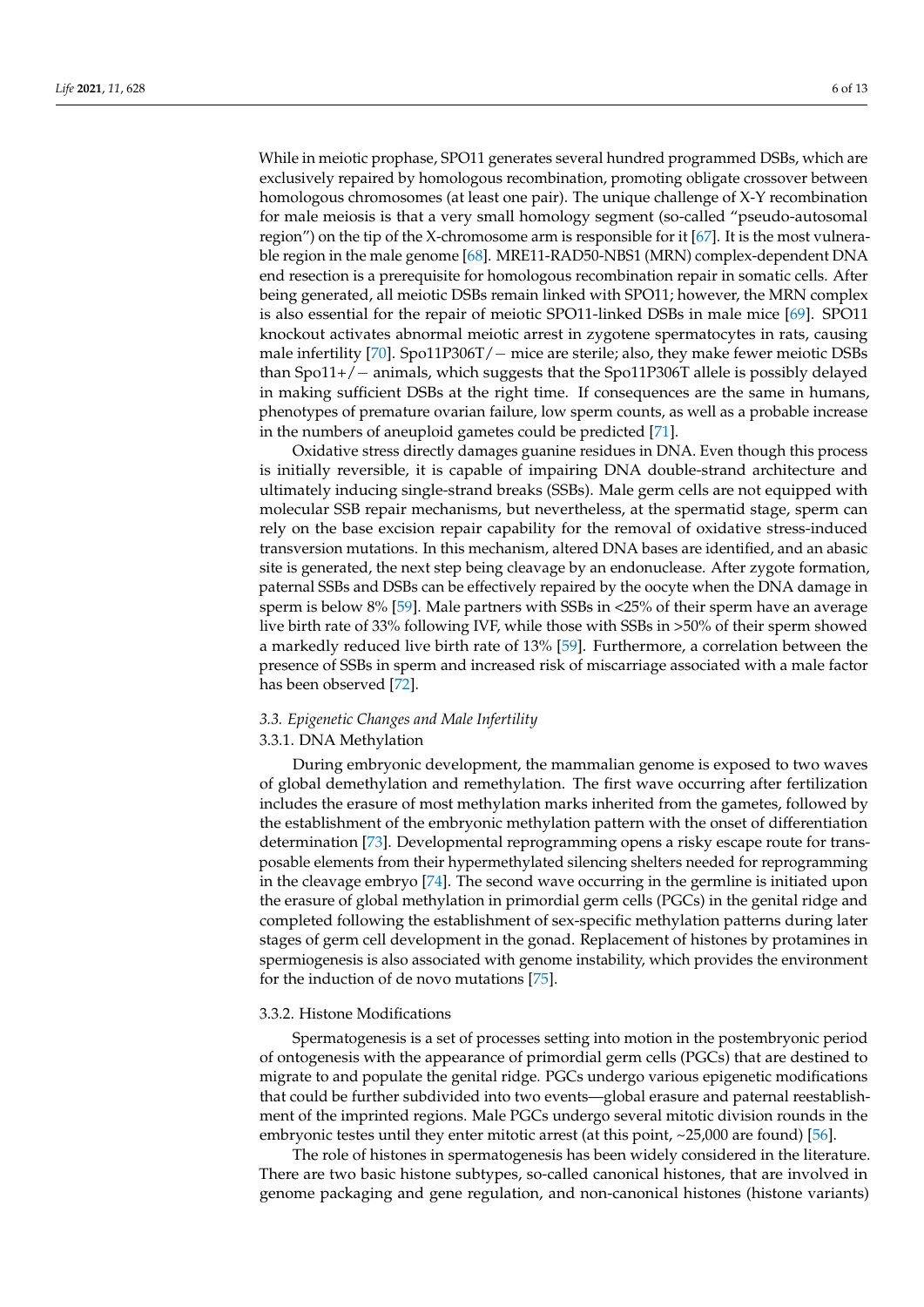While in meiotic prophase, SPO11 generates several hundred programmed DSBs, which are exclusively repaired by homologous recombination, promoting obligate crossover between homologous chromosomes (at least one pair). The unique challenge of X-Y recombination for male meiosis is that a very small homology segment (so-called "pseudo-autosomal region") on the tip of the X-chromosome arm is responsible for it [67]. It is the most vulnerable region in the male genome [68]. MRE11-RAD50-NBS1 (MRN) complex-dependent DNA end resection is a prerequisite for homologous recombination repair in somatic cells. After being generated, all meiotic DSBs remain linked with SPO11; however, the MRN complex is also essential for the repair of meiotic SPO11-linked DSBs in male mice [69]. SPO11 knockout activates abnormal meiotic arrest in zygotene spermatocytes in rats, causing male infertility [70]. Spo11P306T/− mice are sterile; also, they make fewer meiotic DSBs than Spo11+/− animals, which suggests that the Spo11P306T allele is possibly delayed in making sufficient DSBs at the right time. If consequences are the same in humans, phenotypes of premature ovarian failure, low sperm counts, as well as a probable increase in the numbers of aneuploid gametes could be predicted [71].

Oxidative stress directly damages guanine residues in DNA. Even though this process is initially reversible, it is capable of impairing DNA double-strand architecture and ultimately inducing single-strand breaks (SSBs). Male germ cells are not equipped with molecular SSB repair mechanisms, but nevertheless, at the spermatid stage, sperm can rely on the base excision repair capability for the removal of oxidative stress-induced transversion mutations. In this mechanism, altered DNA bases are identified, and an abasic site is generated, the next step being cleavage by an endonuclease. After zygote formation, paternal SSBs and DSBs can be effectively repaired by the oocyte when the DNA damage in sperm is below 8% [59]. Male partners with SSBs in <25% of their sperm have an average live birth rate of 33% following IVF, while those with SSBs in >50% of their sperm showed a markedly reduced live birth rate of 13% [59]. Furthermore, a correlation between the presence of SSBs in sperm and increased risk of miscarriage associated with a male factor has been observed [72].

### *3.3. Epigenetic Changes and Male Infertility*

#### 3.3.1. DNA Methylation

During embryonic development, the mammalian genome is exposed to two waves of global demethylation and remethylation. The first wave occurring after fertilization includes the erasure of most methylation marks inherited from the gametes, followed by the establishment of the embryonic methylation pattern with the onset of differentiation determination [73]. Developmental reprogramming opens a risky escape route for transposable elements from their hypermethylated silencing shelters needed for reprogramming in the cleavage embryo [74]. The second wave occurring in the germline is initiated upon the erasure of global methylation in primordial germ cells (PGCs) in the genital ridge and completed following the establishment of sex-specific methylation patterns during later stages of germ cell development in the gonad. Replacement of histones by protamines in spermiogenesis is also associated with genome instability, which provides the environment for the induction of de novo mutations [75].

#### 3.3.2. Histone Modifications

Spermatogenesis is a set of processes setting into motion in the postembryonic period of ontogenesis with the appearance of primordial germ cells (PGCs) that are destined to migrate to and populate the genital ridge. PGCs undergo various epigenetic modifications that could be further subdivided into two events—global erasure and paternal reestablishment of the imprinted regions. Male PGCs undergo several mitotic division rounds in the embryonic testes until they enter mitotic arrest (at this point, ~25,000 are found) [56].

The role of histones in spermatogenesis has been widely considered in the literature. There are two basic histone subtypes, so-called canonical histones, that are involved in genome packaging and gene regulation, and non-canonical histones (histone variants)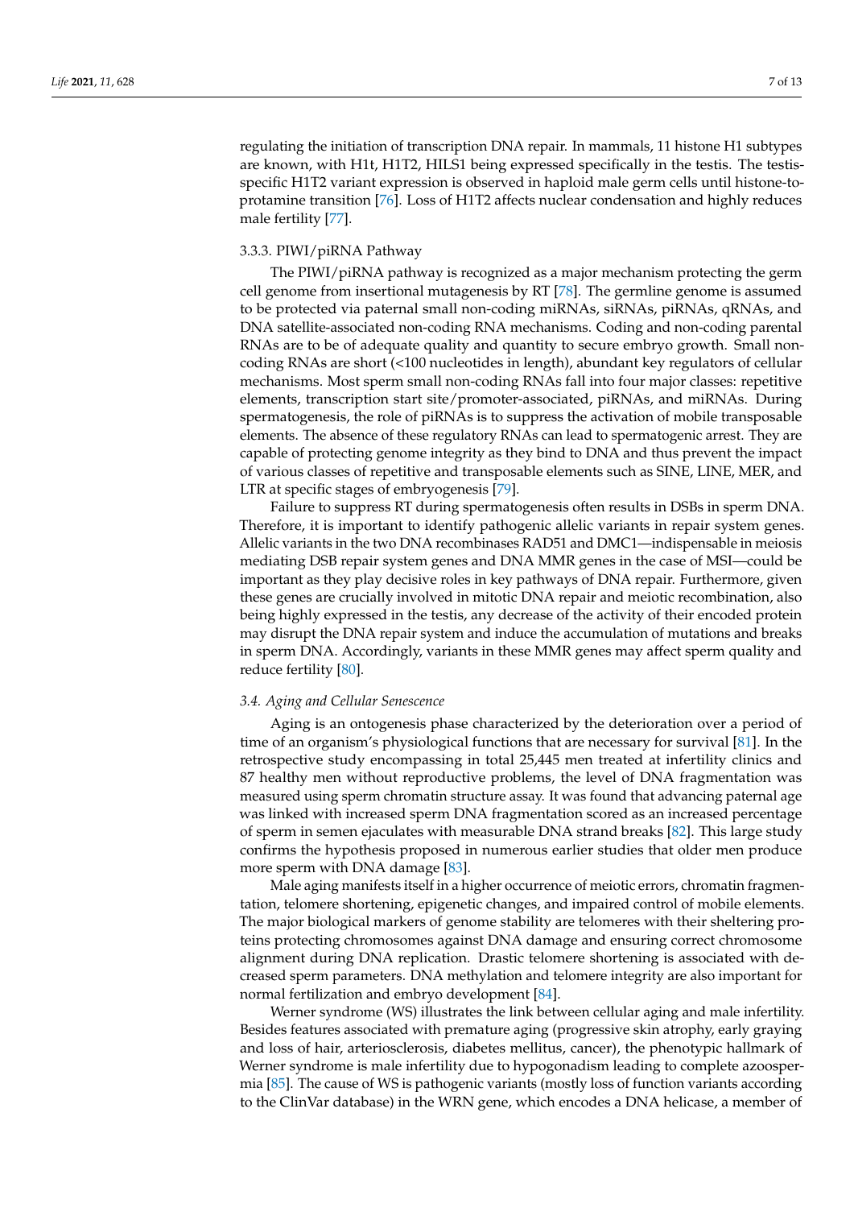regulating the initiation of transcription DNA repair. In mammals, 11 histone H1 subtypes are known, with H1t, H1T2, HILS1 being expressed specifically in the testis. The testis-specific H1T2 variant expression is observed in haploid male germ cells until histone-to-protamine transition [76]. Loss of H1T2 affects nuclear condensation and highly reduces male fertility [77].

#### 3.3.3. PIWI/piRNA Pathway

The PIWI/piRNA pathway is recognized as a major mechanism protecting the germ cell genome from insertional mutagenesis by RT [78]. The germline genome is assumed to be protected via paternal small non-coding miRNAs, siRNAs, piRNAs, qRNAs, and DNA satellite-associated non-coding RNA mechanisms. Coding and non-coding parental RNAs are to be of adequate quality and quantity to secure embryo growth. Small non-coding RNAs are short (<100 nucleotides in length), abundant key regulators of cellular mechanisms. Most sperm small non-coding RNAs fall into four major classes: repetitive elements, transcription start site/promoter-associated, piRNAs, and miRNAs. During spermatogenesis, the role of piRNAs is to suppress the activation of mobile transposable elements. The absence of these regulatory RNAs can lead to spermatogenic arrest. They are capable of protecting genome integrity as they bind to DNA and thus prevent the impact of various classes of repetitive and transposable elements such as SINE, LINE, MER, and LTR at specific stages of embryogenesis [79].

Failure to suppress RT during spermatogenesis often results in DSBs in sperm DNA. Therefore, it is important to identify pathogenic allelic variants in repair system genes. Allelic variants in the two DNA recombinases RAD51 and DMC1—indispensable in meiosis mediating DSB repair system genes and DNA MMR genes in the case of MSI—could be important as they play decisive roles in key pathways of DNA repair. Furthermore, given these genes are crucially involved in mitotic DNA repair and meiotic recombination, also being highly expressed in the testis, any decrease of the activity of their encoded protein may disrupt the DNA repair system and induce the accumulation of mutations and breaks in sperm DNA. Accordingly, variants in these MMR genes may affect sperm quality and reduce fertility [80].

### *3.4. Aging and Cellular Senescence*

Aging is an ontogenesis phase characterized by the deterioration over a period of time of an organism's physiological functions that are necessary for survival [81]. In the retrospective study encompassing in total 25,445 men treated at infertility clinics and 87 healthy men without reproductive problems, the level of DNA fragmentation was measured using sperm chromatin structure assay. It was found that advancing paternal age was linked with increased sperm DNA fragmentation scored as an increased percentage of sperm in semen ejaculates with measurable DNA strand breaks [82]. This large study confirms the hypothesis proposed in numerous earlier studies that older men produce more sperm with DNA damage [83].

Male aging manifests itself in a higher occurrence of meiotic errors, chromatin fragmentation, telomere shortening, epigenetic changes, and impaired control of mobile elements. The major biological markers of genome stability are telomeres with their sheltering proteins protecting chromosomes against DNA damage and ensuring correct chromosome alignment during DNA replication. Drastic telomere shortening is associated with decreased sperm parameters. DNA methylation and telomere integrity are also important for normal fertilization and embryo development [84].

Werner syndrome (WS) illustrates the link between cellular aging and male infertility. Besides features associated with premature aging (progressive skin atrophy, early graying and loss of hair, arteriosclerosis, diabetes mellitus, cancer), the phenotypic hallmark of Werner syndrome is male infertility due to hypogonadism leading to complete azoospermia [85]. The cause of WS is pathogenic variants (mostly loss of function variants according to the ClinVar database) in the WRN gene, which encodes a DNA helicase, a member of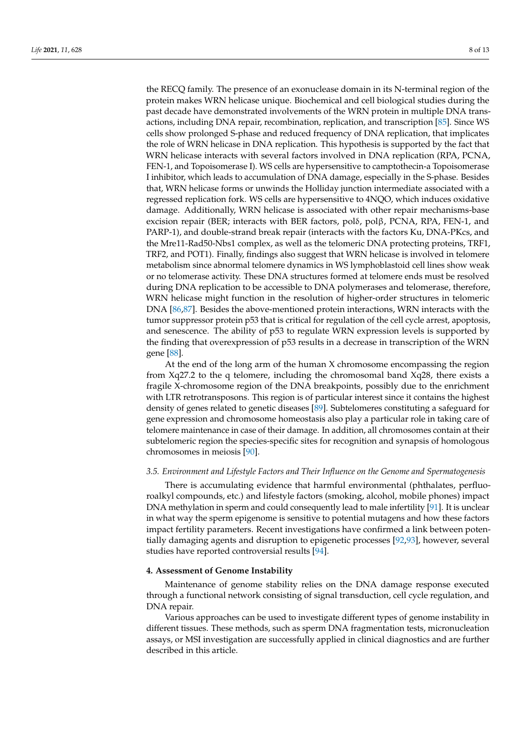the RECQ family. The presence of an exonuclease domain in its N-terminal region of the protein makes WRN helicase unique. Biochemical and cell biological studies during the past decade have demonstrated involvements of the WRN protein in multiple DNA transactions, including DNA repair, recombination, replication, and transcription [85]. Since WS cells show prolonged S-phase and reduced frequency of DNA replication, that implicates the role of WRN helicase in DNA replication. This hypothesis is supported by the fact that WRN helicase interacts with several factors involved in DNA replication (RPA, PCNA, FEN-1, and Topoisomerase I). WS cells are hypersensitive to camptothecin-a Topoisomerase I inhibitor, which leads to accumulation of DNA damage, especially in the S-phase. Besides that, WRN helicase forms or unwinds the Holliday junction intermediate associated with a regressed replication fork. WS cells are hypersensitive to 4NQO, which induces oxidative damage. Additionally, WRN helicase is associated with other repair mechanisms-base excision repair (BER; interacts with BER factors, polδ, polβ, PCNA, RPA, FEN-1, and PARP-1), and double-strand break repair (interacts with the factors Ku, DNA-PKcs, and the Mre11-Rad50-Nbs1 complex, as well as the telomeric DNA protecting proteins, TRF1, TRF2, and POT1). Finally, findings also suggest that WRN helicase is involved in telomere metabolism since abnormal telomere dynamics in WS lymphoblastoid cell lines show weak or no telomerase activity. These DNA structures formed at telomere ends must be resolved during DNA replication to be accessible to DNA polymerases and telomerase, therefore, WRN helicase might function in the resolution of higher-order structures in telomeric DNA [86,87]. Besides the above-mentioned protein interactions, WRN interacts with the tumor suppressor protein p53 that is critical for regulation of the cell cycle arrest, apoptosis, and senescence. The ability of p53 to regulate WRN expression levels is supported by the finding that overexpression of p53 results in a decrease in transcription of the WRN gene [88].

At the end of the long arm of the human X chromosome encompassing the region from Xq27.2 to the q telomere, including the chromosomal band Xq28, there exists a fragile X-chromosome region of the DNA breakpoints, possibly due to the enrichment with LTR retrotransposons. This region is of particular interest since it contains the highest density of genes related to genetic diseases [89]. Subtelomeres constituting a safeguard for gene expression and chromosome homeostasis also play a particular role in taking care of telomere maintenance in case of their damage. In addition, all chromosomes contain at their subtelomeric region the species-specific sites for recognition and synapsis of homologous chromosomes in meiosis [90].

### *3.5. Environment and Lifestyle Factors and Their Influence on the Genome and Spermatogenesis*

There is accumulating evidence that harmful environmental (phthalates, perfluoroalkyl compounds, etc.) and lifestyle factors (smoking, alcohol, mobile phones) impact DNA methylation in sperm and could consequently lead to male infertility [91]. It is unclear in what way the sperm epigenome is sensitive to potential mutagens and how these factors impact fertility parameters. Recent investigations have confirmed a link between potentially damaging agents and disruption to epigenetic processes [92,93], however, several studies have reported controversial results [94].

## **4. Assessment of Genome Instability**

Maintenance of genome stability relies on the DNA damage response executed through a functional network consisting of signal transduction, cell cycle regulation, and DNA repair.

Various approaches can be used to investigate different types of genome instability in different tissues. These methods, such as sperm DNA fragmentation tests, micronucleation assays, or MSI investigation are successfully applied in clinical diagnostics and are further described in this article.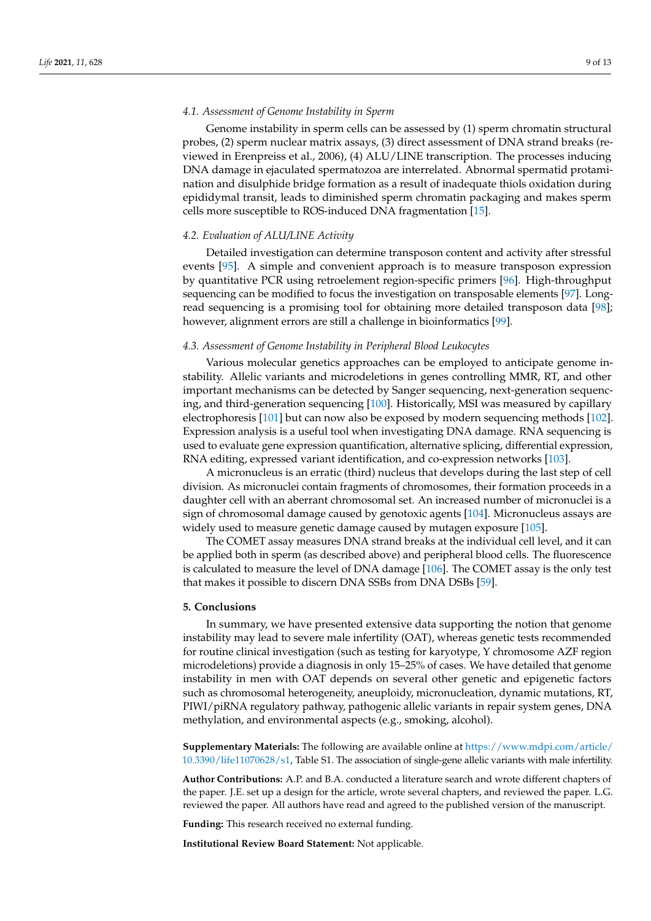### 4.1. Assessment of Genome Instability in Sperm

Genome instability in sperm cells can be assessed by (1) sperm chromatin structural probes, (2) sperm nuclear matrix assays, (3) direct assessment of DNA strand breaks (reviewed in Erenpreiss et al., 2006), (4) ALU/LINE transcription. The processes inducing DNA damage in ejaculated spermatozoa are interrelated. Abnormal spermatid protamination and disulphide bridge formation as a result of inadequate thiols oxidation during epididymal transit, leads to diminished sperm chromatin packaging and makes sperm cells more susceptible to ROS-induced DNA fragmentation [15].

### 4.2. Evaluation of ALU/LINE Activity

Detailed investigation can determine transposon content and activity after stressful events [95]. A simple and convenient approach is to measure transposon expression by quantitative PCR using retroelement region-specific primers [96]. High-throughput sequencing can be modified to focus the investigation on transposable elements [97]. Long-read sequencing is a promising tool for obtaining more detailed transposon data [98]; however, alignment errors are still a challenge in bioinformatics [99].

### 4.3. Assessment of Genome Instability in Peripheral Blood Leukocytes

Various molecular genetics approaches can be employed to anticipate genome instability. Allelic variants and microdeletions in genes controlling MMR, RT, and other important mechanisms can be detected by Sanger sequencing, next-generation sequencing, and third-generation sequencing [100]. Historically, MSI was measured by capillary electrophoresis [101] but can now also be exposed by modern sequencing methods [102]. Expression analysis is a useful tool when investigating DNA damage. RNA sequencing is used to evaluate gene expression quantification, alternative splicing, differential expression, RNA editing, expressed variant identification, and co-expression networks [103].

A micronucleus is an erratic (third) nucleus that develops during the last step of cell division. As micronuclei contain fragments of chromosomes, their formation proceeds in a daughter cell with an aberrant chromosomal set. An increased number of micronuclei is a sign of chromosomal damage caused by genotoxic agents [104]. Micronucleus assays are widely used to measure genetic damage caused by mutagen exposure [105].

The COMET assay measures DNA strand breaks at the individual cell level, and it can be applied both in sperm (as described above) and peripheral blood cells. The fluorescence is calculated to measure the level of DNA damage [106]. The COMET assay is the only test that makes it possible to discern DNA SSBs from DNA DSBs [59].

## 5. Conclusions

In summary, we have presented extensive data supporting the notion that genome instability may lead to severe male infertility (OAT), whereas genetic tests recommended for routine clinical investigation (such as testing for karyotype, Y chromosome AZF region microdeletions) provide a diagnosis in only 15–25% of cases. We have detailed that genome instability in men with OAT depends on several other genetic and epigenetic factors such as chromosomal heterogeneity, aneuploidy, micronucleation, dynamic mutations, RT, PIWI/piRNA regulatory pathway, pathogenic allelic variants in repair system genes, DNA methylation, and environmental aspects (e.g., smoking, alcohol).

**Supplementary Materials:** The following are available online at https://www.mdpi.com/article/10.3390/life11070628/s1, Table S1. The association of single-gene allelic variants with male infertility.

**Author Contributions:** A.P. and B.A. conducted a literature search and wrote different chapters of the paper. J.E. set up a design for the article, wrote several chapters, and reviewed the paper. L.G. reviewed the paper. All authors have read and agreed to the published version of the manuscript.

**Funding:** This research received no external funding.

**Institutional Review Board Statement:** Not applicable.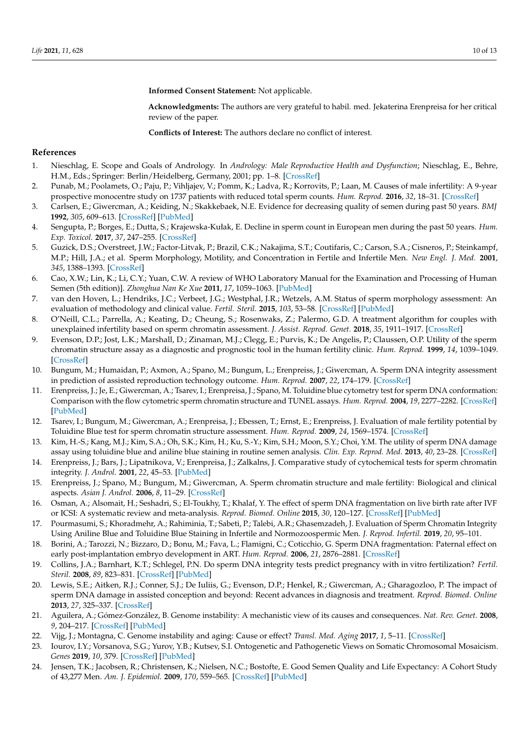**Informed Consent Statement:** Not applicable.

**Acknowledgments:** The authors are very grateful to habil. med. Jekaterina Erenpreisa for her critical review of the paper.

**Conflicts of Interest:** The authors declare no conflict of interest.

## References

1. Nieschlag, E. Scope and Goals of Andrology. In *Andrology: Male Reproductive Health and Dysfunction*; Nieschlag, E., Behre, H.M., Eds.; Springer: Berlin/Heidelberg, Germany, 2001; pp. 1–8. [CrossRef]
2. Punab, M.; Poolamets, O.; Paju, P.; Vihljajev, V.; Pomm, K.; Ladva, R.; Korrovits, P.; Laan, M. Causes of male infertility: A 9-year prospective monocentre study on 1737 patients with reduced total sperm counts. *Hum. Reprod.* **2016**, *32*, 18–31. [CrossRef]
3. Carlsen, E.; Giwercman, A.; Keiding, N.; Skakkebaek, N.E. Evidence for decreasing quality of semen during past 50 years. *BMJ* **1992**, *305*, 609–613. [CrossRef] [PubMed]
4. Sengupta, P.; Borges, E.; Dutta, S.; Krajewska-Kułak, E. Decline in sperm count in European men during the past 50 years. *Hum. Exp. Toxicol.* **2017**, *37*, 247–255. [CrossRef]
5. Guzick, D.S.; Overstreet, J.W.; Factor-Litvak, P.; Brazil, C.K.; Nakajima, S.T.; Coutifaris, C.; Carson, S.A.; Cisneros, P.; Steinkampf, M.P.; Hill, J.A.; et al. Sperm Morphology, Motility, and Concentration in Fertile and Infertile Men. *New Engl. J. Med.* **2001**, *345*, 1388–1393. [CrossRef]
6. Cao, X.W.; Lin, K.; Li, C.Y.; Yuan, C.W. A review of WHO Laboratory Manual for the Examination and Processing of Human Semen (5th edition)]. *Zhonghua Nan Ke Xue* **2011**, *17*, 1059–1063. [PubMed]
7. van den Hoven, L.; Hendriks, J.C.; Verbeet, J.G.; Westphal, J.R.; Wetzels, A.M. Status of sperm morphology assessment: An evaluation of methodology and clinical value. *Fertil. Steril.* **2015**, *103*, 53–58. [CrossRef] [PubMed]
8. O'Neill, C.L.; Parrella, A.; Keating, D.; Cheung, S.; Rosenwaks, Z.; Palermo, G.D. A treatment algorithm for couples with unexplained infertility based on sperm chromatin assessment. *J. Assist. Reprod. Genet.* **2018**, *35*, 1911–1917. [CrossRef]
9. Evenson, D.P.; Jost, L.K.; Marshall, D.; Zinaman, M.J.; Clegg, E.; Purvis, K.; De Angelis, P.; Claussen, O.P. Utility of the sperm chromatin structure assay as a diagnostic and prognostic tool in the human fertility clinic. *Hum. Reprod.* **1999**, *14*, 1039–1049. [CrossRef]
10. Bungum, M.; Humaidan, P.; Axmon, A.; Spano, M.; Bungum, L.; Erenpreiss, J.; Giwercman, A. Sperm DNA integrity assessment in prediction of assisted reproduction technology outcome. *Hum. Reprod.* **2007**, *22*, 174–179. [CrossRef]
11. Erenpreiss, J.; Je, E.; Giwercman, A.; Tsarev, I.; Erenpreisa, J.; Spano, M. Toluidine blue cytometry test for sperm DNA conformation: Comparison with the flow cytometric sperm chromatin structure and TUNEL assays. *Hum. Reprod.* **2004**, *19*, 2277–2282. [CrossRef] [PubMed]
12. Tsarev, I.; Bungum, M.; Giwercman, A.; Erenpreisa, J.; Ebessen, T.; Ernst, E.; Erenpreiss, J. Evaluation of male fertility potential by Toluidine Blue test for sperm chromatin structure assessment. *Hum. Reprod.* **2009**, *24*, 1569–1574. [CrossRef]
13. Kim, H.-S.; Kang, M.J.; Kim, S.A.; Oh, S.K.; Kim, H.; Ku, S.-Y.; Kim, S.H.; Moon, S.Y.; Choi, Y.M. The utility of sperm DNA damage assay using toluidine blue and aniline blue staining in routine semen analysis. *Clin. Exp. Reprod. Med.* **2013**, *40*, 23–28. [CrossRef]
14. Erenpreiss, J.; Bars, J.; Lipatnikova, V.; Erenpreisa, J.; Zalkalns, J. Comparative study of cytochemical tests for sperm chromatin integrity. *J. Androl.* **2001**, *22*, 45–53. [PubMed]
15. Erenpreiss, J.; Spano, M.; Bungum, M.; Giwercman, A. Sperm chromatin structure and male fertility: Biological and clinical aspects. *Asian J. Androl.* **2006**, *8*, 11–29. [CrossRef]
16. Osman, A.; Alsomait, H.; Seshadri, S.; El-Toukhy, T.; Khalaf, Y. The effect of sperm DNA fragmentation on live birth rate after IVF or ICSI: A systematic review and meta-analysis. *Reprod. Biomed. Online* **2015**, *30*, 120–127. [CrossRef] [PubMed]
17. Pourmasumi, S.; Khoradmehr, A.; Rahiminia, T.; Sabeti, P.; Talebi, A.R.; Ghasemzadeh, J. Evaluation of Sperm Chromatin Integrity Using Aniline Blue and Toluidine Blue Staining in Infertile and Normozoospermic Men. *J. Reprod. Infertil.* **2019**, *20*, 95–101.
18. Borini, A.; Tarozzi, N.; Bizzaro, D.; Bonu, M.; Fava, L.; Flamigni, C.; Coticchio, G. Sperm DNA fragmentation: Paternal effect on early post-implantation embryo development in ART. *Hum. Reprod.* **2006**, *21*, 2876–2881. [CrossRef]
19. Collins, J.A.; Barnhart, K.T.; Schlegel, P.N. Do sperm DNA integrity tests predict pregnancy with in vitro fertilization? *Fertil. Steril.* **2008**, *89*, 823–831. [CrossRef] [PubMed]
20. Lewis, S.E.; Aitken, R.J.; Conner, S.J.; De Iuliis, G.; Evenson, D.P.; Henkel, R.; Giwercman, A.; Gharagozloo, P. The impact of sperm DNA damage in assisted conception and beyond: Recent advances in diagnosis and treatment. *Reprod. Biomed. Online* **2013**, *27*, 325–337. [CrossRef]
21. Aguilera, A.; Gómez-González, B. Genome instability: A mechanistic view of its causes and consequences. *Nat. Rev. Genet.* **2008**, *9*, 204–217. [CrossRef] [PubMed]
22. Vijg, J.; Montagna, C. Genome instability and aging: Cause or effect? *Transl. Med. Aging* **2017**, *1*, 5–11. [CrossRef]
23. Iourov, I.Y.; Vorsanova, S.G.; Yurov, Y.B.; Kutsev, S.I. Ontogenetic and Pathogenetic Views on Somatic Chromosomal Mosaicism. *Genes* **2019**, *10*, 379. [CrossRef] [PubMed]
24. Jensen, T.K.; Jacobsen, R.; Christensen, K.; Nielsen, N.C.; Bostofte, E. Good Semen Quality and Life Expectancy: A Cohort Study of 43,277 Men. *Am. J. Epidemiol.* **2009**, *170*, 559–565. [CrossRef] [PubMed]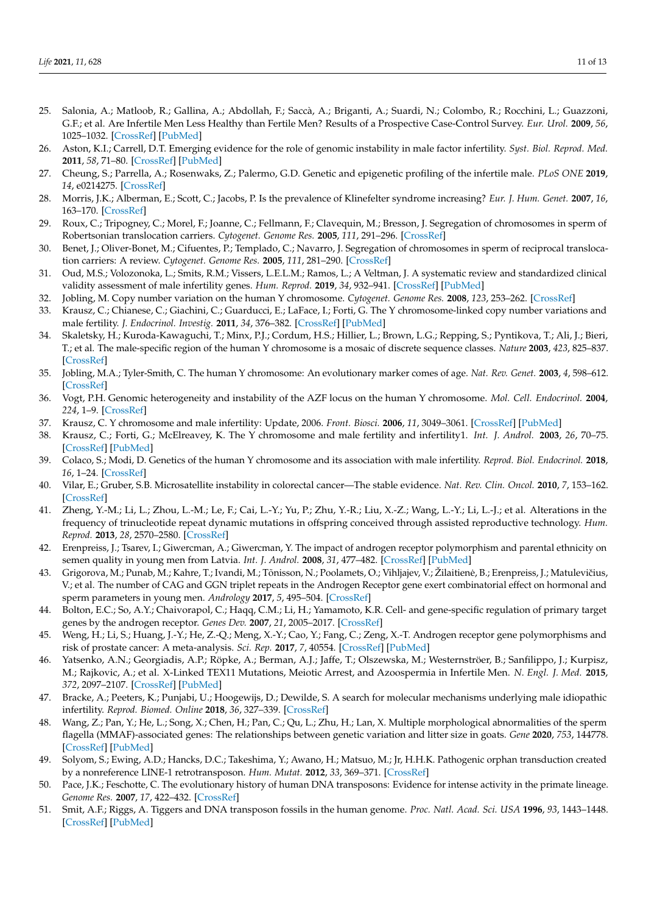25. Salonia, A.; Matloob, R.; Gallina, A.; Abdollah, F.; Saccà, A.; Briganti, A.; Suardi, N.; Colombo, R.; Rocchini, L.; Guazzoni, G.F.; et al. Are Infertile Men Less Healthy than Fertile Men? Results of a Prospective Case-Control Survey. *Eur. Urol.* **2009**, *56*, 1025–1032. [CrossRef] [PubMed]
26. Aston, K.I.; Carrell, D.T. Emerging evidence for the role of genomic instability in male factor infertility. *Syst. Biol. Reprod. Med.* **2011**, *58*, 71–80. [CrossRef] [PubMed]
27. Cheung, S.; Parrella, A.; Rosenwaks, Z.; Palermo, G.D. Genetic and epigenetic profiling of the infertile male. *PLoS ONE* **2019**, *14*, e0214275. [CrossRef]
28. Morris, J.K.; Alberman, E.; Scott, C.; Jacobs, P. Is the prevalence of Klinefelter syndrome increasing? *Eur. J. Hum. Genet.* **2007**, *16*, 163–170. [CrossRef]
29. Roux, C.; Tripogney, C.; Morel, F.; Joanne, C.; Fellmann, F.; Clavequin, M.; Bresson, J. Segregation of chromosomes in sperm of Robertsonian translocation carriers. *Cytogenet. Genome Res.* **2005**, *111*, 291–296. [CrossRef]
30. Benet, J.; Oliver-Bonet, M.; Cifuentes, P.; Templado, C.; Navarro, J. Segregation of chromosomes in sperm of reciprocal translocation carriers: A review. *Cytogenet. Genome Res.* **2005**, *111*, 281–290. [CrossRef]
31. Oud, M.S.; Volozonoka, L.; Smits, R.M.; Vissers, L.E.L.M.; Ramos, L.; A Veltman, J. A systematic review and standardized clinical validity assessment of male infertility genes. *Hum. Reprod.* **2019**, *34*, 932–941. [CrossRef] [PubMed]
32. Jobling, M. Copy number variation on the human Y chromosome. *Cytogenet. Genome Res.* **2008**, *123*, 253–262. [CrossRef]
33. Krausz, C.; Chianese, C.; Giachini, C.; Guarducci, E.; LaFace, I.; Forti, G. The Y chromosome-linked copy number variations and male fertility. *J. Endocrinol. Investig.* **2011**, *34*, 376–382. [CrossRef] [PubMed]
34. Skaletsky, H.; Kuroda-Kawaguchi, T.; Minx, P.J.; Cordum, H.S.; Hillier, L.; Brown, L.G.; Repping, S.; Pyntikova, T.; Ali, J.; Bieri, T.; et al. The male-specific region of the human Y chromosome is a mosaic of discrete sequence classes. *Nature* **2003**, *423*, 825–837. [CrossRef]
35. Jobling, M.A.; Tyler-Smith, C. The human Y chromosome: An evolutionary marker comes of age. *Nat. Rev. Genet.* **2003**, *4*, 598–612. [CrossRef]
36. Vogt, P.H. Genomic heterogeneity and instability of the AZF locus on the human Y chromosome. *Mol. Cell. Endocrinol.* **2004**, *224*, 1–9. [CrossRef]
37. Krausz, C. Y chromosome and male infertility: Update, 2006. *Front. Biosci.* **2006**, *11*, 3049–3061. [CrossRef] [PubMed]
38. Krausz, C.; Forti, G.; McElreavey, K. The Y chromosome and male fertility and infertility1. *Int. J. Androl.* **2003**, *26*, 70–75. [CrossRef] [PubMed]
39. Colaco, S.; Modi, D. Genetics of the human Y chromosome and its association with male infertility. *Reprod. Biol. Endocrinol.* **2018**, *16*, 1–24. [CrossRef]
40. Vilar, E.; Gruber, S.B. Microsatellite instability in colorectal cancer—The stable evidence. *Nat. Rev. Clin. Oncol.* **2010**, *7*, 153–162. [CrossRef]
41. Zheng, Y.-M.; Li, L.; Zhou, L.-M.; Le, F.; Cai, L.-Y.; Yu, P.; Zhu, Y.-R.; Liu, X.-Z.; Wang, L.-Y.; Li, L.-J.; et al. Alterations in the frequency of trinucleotide repeat dynamic mutations in offspring conceived through assisted reproductive technology. *Hum. Reprod.* **2013**, *28*, 2570–2580. [CrossRef]
42. Erenpreiss, J.; Tsarev, I.; Giwercman, A.; Giwercman, Y. The impact of androgen receptor polymorphism and parental ethnicity on semen quality in young men from Latvia. *Int. J. Androl.* **2008**, *31*, 477–482. [CrossRef] [PubMed]
43. Grigorova, M.; Punab, M.; Kahre, T.; Ivandi, M.; Tõnisson, N.; Poolamets, O.; Vihljajev, V.; Žilaitienė, B.; Erenpreiss, J.; Matulevičius, V.; et al. The number of CAG and GGN triplet repeats in the Androgen Receptor gene exert combinatorial effect on hormonal and sperm parameters in young men. *Andrology* **2017**, *5*, 495–504. [CrossRef]
44. Bolton, E.C.; So, A.Y.; Chaivorapol, C.; Haqq, C.M.; Li, H.; Yamamoto, K.R. Cell- and gene-specific regulation of primary target genes by the androgen receptor. *Genes Dev.* **2007**, *21*, 2005–2017. [CrossRef]
45. Weng, H.; Li, S.; Huang, J.-Y.; He, Z.-Q.; Meng, X.-Y.; Cao, Y.; Fang, C.; Zeng, X.-T. Androgen receptor gene polymorphisms and risk of prostate cancer: A meta-analysis. *Sci. Rep.* **2017**, *7*, 40554. [CrossRef] [PubMed]
46. Yatsenko, A.N.; Georgiadis, A.P.; Röpke, A.; Berman, A.J.; Jaffe, T.; Olszewska, M.; Westernströer, B.; Sanfilippo, J.; Kurpisz, M.; Rajkovic, A.; et al. X-Linked TEX11 Mutations, Meiotic Arrest, and Azoospermia in Infertile Men. *N. Engl. J. Med.* **2015**, *372*, 2097–2107. [CrossRef] [PubMed]
47. Bracke, A.; Peeters, K.; Punjabi, U.; Hoogewijs, D.; Dewilde, S. A search for molecular mechanisms underlying male idiopathic infertility. *Reprod. Biomed. Online* **2018**, *36*, 327–339. [CrossRef]
48. Wang, Z.; Pan, Y.; He, L.; Song, X.; Chen, H.; Pan, C.; Qu, L.; Zhu, H.; Lan, X. Multiple morphological abnormalities of the sperm flagella (MMAF)-associated genes: The relationships between genetic variation and litter size in goats. *Gene* **2020**, *753*, 144778. [CrossRef] [PubMed]
49. Solyom, S.; Ewing, A.D.; Hancks, D.C.; Takeshima, Y.; Awano, H.; Matsuo, M.; Jr, H.H.K. Pathogenic orphan transduction created by a nonreference LINE-1 retrotransposon. *Hum. Mutat.* **2012**, *33*, 369–371. [CrossRef]
50. Pace, J.K.; Feschotte, C. The evolutionary history of human DNA transposons: Evidence for intense activity in the primate lineage. *Genome Res.* **2007**, *17*, 422–432. [CrossRef]
51. Smit, A.F.; Riggs, A. Tiggers and DNA transposon fossils in the human genome. *Proc. Natl. Acad. Sci. USA* **1996**, *93*, 1443–1448. [CrossRef] [PubMed]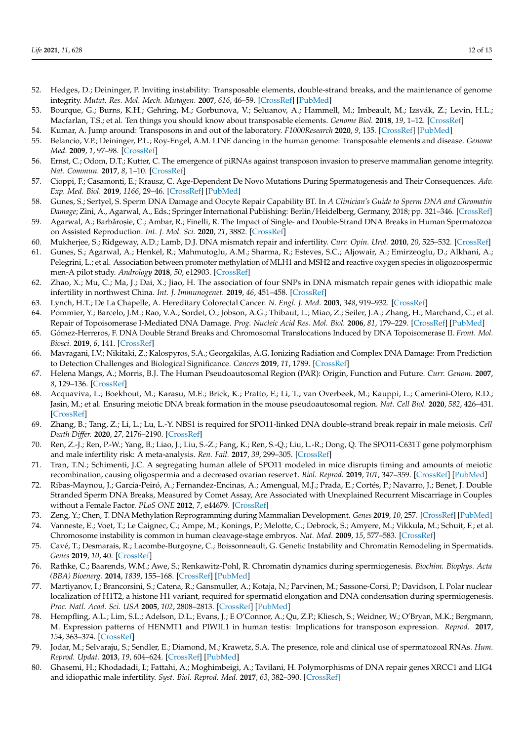52. Hedges, D.; Deininger, P. Inviting instability: Transposable elements, double-strand breaks, and the maintenance of genome integrity. *Mutat. Res. Mol. Mech. Mutagen.* **2007**, *616*, 46–59. [CrossRef] [PubMed]
53. Bourque, G.; Burns, K.H.; Gehring, M.; Gorbunova, V.; Seluanov, A.; Hammell, M.; Imbeault, M.; Izsvák, Z.; Levin, H.L.; Macfarlan, T.S.; et al. Ten things you should know about transposable elements. *Genome Biol.* **2018**, *19*, 1–12. [CrossRef]
54. Kumar, A. Jump around: Transposons in and out of the laboratory. *F1000Research* **2020**, *9*, 135. [CrossRef] [PubMed]
55. Belancio, V.P.; Deininger, P.L.; Roy-Engel, A.M. LINE dancing in the human genome: Transposable elements and disease. *Genome Med.* **2009**, *1*, 97–98. [CrossRef]
56. Ernst, C.; Odom, D.T.; Kutter, C. The emergence of piRNAs against transposon invasion to preserve mammalian genome integrity. *Nat. Commun.* **2017**, *8*, 1–10. [CrossRef]
57. Cioppi, F.; Casamonti, E.; Krausz, C. Age-Dependent De Novo Mutations During Spermatogenesis and Their Consequences. *Adv. Exp. Med. Biol.* **2019**, *1166*, 29–46. [CrossRef] [PubMed]
58. Gunes, S.; Sertyel, S. Sperm DNA Damage and Oocyte Repair Capability BT. In *A Clinician's Guide to Sperm DNA and Chromatin Damage*; Zini, A., Agarwal, A., Eds.; Springer International Publishing: Berlin/Heidelberg, Germany, 2018; pp. 321–346. [CrossRef]
59. Agarwal, A.; Barbăroșie, C.; Ambar, R.; Finelli, R. The Impact of Single- and Double-Strand DNA Breaks in Human Spermatozoa on Assisted Reproduction. *Int. J. Mol. Sci.* **2020**, *21*, 3882. [CrossRef]
60. Mukherjee, S.; Ridgeway, A.D.; Lamb, D.J. DNA mismatch repair and infertility. *Curr. Opin. Urol.* **2010**, *20*, 525–532. [CrossRef]
61. Gunes, S.; Agarwal, A.; Henkel, R.; Mahmutoglu, A.M.; Sharma, R.; Esteves, S.C.; Aljowair, A.; Emirzeoglu, D.; Alkhani, A.; Pelegrini, L.; et al. Association between promoter methylation of MLH1 and MSH2 and reactive oxygen species in oligozoospermic men-A pilot study. *Andrology* **2018**, *50*, e12903. [CrossRef]
62. Zhao, X.; Mu, C.; Ma, J.; Dai, X.; Jiao, H. The association of four SNPs in DNA mismatch repair genes with idiopathic male infertility in northwest China. *Int. J. Immunogenet.* **2019**, *46*, 451–458. [CrossRef]
63. Lynch, H.T.; De La Chapelle, A. Hereditary Colorectal Cancer. *N. Engl. J. Med.* **2003**, *348*, 919–932. [CrossRef]
64. Pommier, Y.; Barcelo, J.M.; Rao, V.A.; Sordet, O.; Jobson, A.G.; Thibaut, L.; Miao, Z.; Seiler, J.A.; Zhang, H.; Marchand, C.; et al. Repair of Topoisomerase I-Mediated DNA Damage. *Prog. Nucleic Acid Res. Mol. Biol.* **2006**, *81*, 179–229. [CrossRef] [PubMed]
65. Gómez-Herreros, F. DNA Double Strand Breaks and Chromosomal Translocations Induced by DNA Topoisomerase II. *Front. Mol. Biosci.* **2019**, *6*, 141. [CrossRef]
66. Mavragani, I.V.; Nikitaki, Z.; Kalospyros, S.A.; Georgakilas, A.G. Ionizing Radiation and Complex DNA Damage: From Prediction to Detection Challenges and Biological Significance. *Cancers* **2019**, *11*, 1789. [CrossRef]
67. Helena Mangs, A.; Morris, B.J. The Human Pseudoautosomal Region (PAR): Origin, Function and Future. *Curr. Genom.* **2007**, *8*, 129–136. [CrossRef]
68. Acquaviva, L.; Boekhout, M.; Karasu, M.E.; Brick, K.; Pratto, F.; Li, T.; van Overbeek, M.; Kauppi, L.; Camerini-Otero, R.D.; Jasin, M.; et al. Ensuring meiotic DNA break formation in the mouse pseudoautosomal region. *Nat. Cell Biol.* **2020**, *582*, 426–431. [CrossRef]
69. Zhang, B.; Tang, Z.; Li, L.; Lu, L.-Y. NBS1 is required for SPO11-linked DNA double-strand break repair in male meiosis. *Cell Death Differ.* **2020**, *27*, 2176–2190. [CrossRef]
70. Ren, Z.-J.; Ren, P.-W.; Yang, B.; Liao, J.; Liu, S.-Z.; Fang, K.; Ren, S.-Q.; Liu, L.-R.; Dong, Q. The SPO11-C631T gene polymorphism and male infertility risk: A meta-analysis. *Ren. Fail.* **2017**, *39*, 299–305. [CrossRef]
71. Tran, T.N.; Schimenti, J.C. A segregating human allele of SPO11 modeled in mice disrupts timing and amounts of meiotic recombination, causing oligospermia and a decreased ovarian reserve†. *Biol. Reprod.* **2019**, *101*, 347–359. [CrossRef] [PubMed]
72. Ribas-Maynou, J.; García-Peiró, A.; Fernandez-Encinas, A.; Amengual, M.J.; Prada, E.; Cortés, P.; Navarro, J.; Benet, J. Double Stranded Sperm DNA Breaks, Measured by Comet Assay, Are Associated with Unexplained Recurrent Miscarriage in Couples without a Female Factor. *PLoS ONE* **2012**, *7*, e44679. [CrossRef]
73. Zeng, Y.; Chen, T. DNA Methylation Reprogramming during Mammalian Development. *Genes* **2019**, *10*, 257. [CrossRef] [PubMed]
74. Vanneste, E.; Voet, T.; Le Caignec, C.; Ampe, M.; Konings, P.; Melotte, C.; Debrock, S.; Amyere, M.; Vikkula, M.; Schuit, F.; et al. Chromosome instability is common in human cleavage-stage embryos. *Nat. Med.* **2009**, *15*, 577–583. [CrossRef]
75. Cavé, T.; Desmarais, R.; Lacombe-Burgoyne, C.; Boissonneault, G. Genetic Instability and Chromatin Remodeling in Spermatids. *Genes* **2019**, *10*, 40. [CrossRef]
76. Rathke, C.; Baarends, W.M.; Awe, S.; Renkawitz-Pohl, R. Chromatin dynamics during spermiogenesis. *Biochim. Biophys. Acta (BBA) Bioenerg.* **2014**, *1839*, 155–168. [CrossRef] [PubMed]
77. Martiyanov, I.; Brancorsini, S.; Catena, R.; Gansmuller, A.; Kotaja, N.; Parvinen, M.; Sassone-Corsi, P.; Davidson, I. Polar nuclear localization of H1T2, a histone H1 variant, required for spermatid elongation and DNA condensation during spermiogenesis. *Proc. Natl. Acad. Sci. USA* **2005**, *102*, 2808–2813. [CrossRef] [PubMed]
78. Hempfling, A.L.; Lim, S.L.; Adelson, D.L.; Evans, J.; E O'Connor, A.; Qu, Z.P.; Kliesch, S.; Weidner, W.; O'Bryan, M.K.; Bergmann, M. Expression patterns of HENMT1 and PIWIL1 in human testis: Implications for transposon expression. *Reprod.* **2017**, *154*, 363–374. [CrossRef]
79. Jodar, M.; Selvaraju, S.; Sendler, E.; Diamond, M.; Krawetz, S.A. The presence, role and clinical use of spermatozoal RNAs. *Hum. Reprod. Updat.* **2013**, *19*, 604–624. [CrossRef] [PubMed]
80. Ghasemi, H.; Khodadadi, I.; Fattahi, A.; Moghimbeigi, A.; Tavilani, H. Polymorphisms of DNA repair genes XRCC1 and LIG4 and idiopathic male infertility. *Syst. Biol. Reprod. Med.* **2017**, *63*, 382–390. [CrossRef]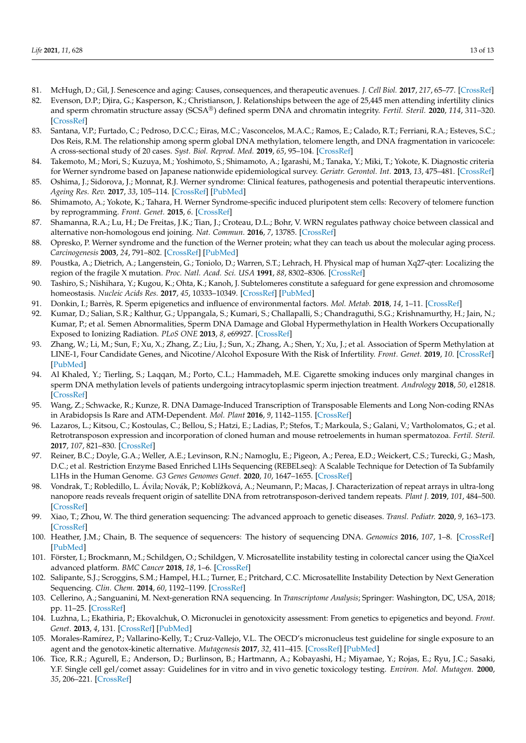81. McHugh, D.; Gil, J. Senescence and aging: Causes, consequences, and therapeutic avenues. *J. Cell Biol.* **2017**, *217*, 65–77. [CrossRef]
82. Evenson, D.P.; Djira, G.; Kasperson, K.; Christianson, J. Relationships between the age of 25,445 men attending infertility clinics and sperm chromatin structure assay (SCSA®) defined sperm DNA and chromatin integrity. *Fertil. Steril.* **2020**, *114*, 311–320. [CrossRef]
83. Santana, V.P.; Furtado, C.; Pedroso, D.C.C.; Eiras, M.C.; Vasconcelos, M.A.C.; Ramos, E.; Calado, R.T.; Ferriani, R.A.; Esteves, S.C.; Dos Reis, R.M. The relationship among sperm global DNA methylation, telomere length, and DNA fragmentation in varicocele: A cross-sectional study of 20 cases. *Syst. Biol. Reprod. Med.* **2019**, *65*, 95–104. [CrossRef]
84. Takemoto, M.; Mori, S.; Kuzuya, M.; Yoshimoto, S.; Shimamoto, A.; Igarashi, M.; Tanaka, Y.; Miki, T.; Yokote, K. Diagnostic criteria for Werner syndrome based on Japanese nationwide epidemiological survey. *Geriatr. Gerontol. Int.* **2013**, *13*, 475–481. [CrossRef]
85. Oshima, J.; Sidorova, J.; Monnat, R.J. Werner syndrome: Clinical features, pathogenesis and potential therapeutic interventions. *Ageing Res. Rev.* **2017**, *33*, 105–114. [CrossRef] [PubMed]
86. Shimamoto, A.; Yokote, K.; Tahara, H. Werner Syndrome-specific induced pluripotent stem cells: Recovery of telomere function by reprogramming. *Front. Genet.* **2015**, *6*. [CrossRef]
87. Shamanna, R.A.; Lu, H.; De Freitas, J.K.; Tian, J.; Croteau, D.L.; Bohr, V. WRN regulates pathway choice between classical and alternative non-homologous end joining. *Nat. Commun.* **2016**, *7*, 13785. [CrossRef]
88. Opresko, P. Werner syndrome and the function of the Werner protein; what they can teach us about the molecular aging process. *Carcinogenesis* **2003**, *24*, 791–802. [CrossRef] [PubMed]
89. Poustka, A.; Dietrich, A.; Langenstein, G.; Toniolo, D.; Warren, S.T.; Lehrach, H. Physical map of human Xq27-qter: Localizing the region of the fragile X mutation. *Proc. Natl. Acad. Sci. USA* **1991**, *88*, 8302–8306. [CrossRef]
90. Tashiro, S.; Nishihara, Y.; Kugou, K.; Ohta, K.; Kanoh, J. Subtelomeres constitute a safeguard for gene expression and chromosome homeostasis. *Nucleic Acids Res.* **2017**, *45*, 10333–10349. [CrossRef] [PubMed]
91. Donkin, I.; Barrès, R. Sperm epigenetics and influence of environmental factors. *Mol. Metab.* **2018**, *14*, 1–11. [CrossRef]
92. Kumar, D.; Salian, S.R.; Kalthur, G.; Uppangala, S.; Kumari, S.; Challapalli, S.; Chandraguthi, S.G.; Krishnamurthy, H.; Jain, N.; Kumar, P.; et al. Semen Abnormalities, Sperm DNA Damage and Global Hypermethylation in Health Workers Occupationally Exposed to Ionizing Radiation. *PLoS ONE* **2013**, *8*, e69927. [CrossRef]
93. Zhang, W.; Li, M.; Sun, F.; Xu, X.; Zhang, Z.; Liu, J.; Sun, X.; Zhang, A.; Shen, Y.; Xu, J.; et al. Association of Sperm Methylation at LINE-1, Four Candidate Genes, and Nicotine/Alcohol Exposure With the Risk of Infertility. *Front. Genet.* **2019**, *10*. [CrossRef] [PubMed]
94. Al Khaled, Y.; Tierling, S.; Laqqan, M.; Porto, C.L.; Hammadeh, M.E. Cigarette smoking induces only marginal changes in sperm DNA methylation levels of patients undergoing intracytoplasmic sperm injection treatment. *Andrology* **2018**, *50*, e12818. [CrossRef]
95. Wang, Z.; Schwacke, R.; Kunze, R. DNA Damage-Induced Transcription of Transposable Elements and Long Non-coding RNAs in Arabidopsis Is Rare and ATM-Dependent. *Mol. Plant* **2016**, *9*, 1142–1155. [CrossRef]
96. Lazaros, L.; Kitsou, C.; Kostoulas, C.; Bellou, S.; Hatzi, E.; Ladias, P.; Stefos, T.; Markoula, S.; Galani, V.; Vartholomatos, G.; et al. Retrotransposon expression and incorporation of cloned human and mouse retroelements in human spermatozoa. *Fertil. Steril.* **2017**, *107*, 821–830. [CrossRef]
97. Reiner, B.C.; Doyle, G.A.; Weller, A.E.; Levinson, R.N.; Namoglu, E.; Pigeon, A.; Perea, E.D.; Weickert, C.S.; Turecki, G.; Mash, D.C.; et al. Restriction Enzyme Based Enriched L1Hs Sequencing (REBELseq): A Scalable Technique for Detection of Ta Subfamily L1Hs in the Human Genome. *G3 Genes Genomes Genet.* **2020**, *10*, 1647–1655. [CrossRef]
98. Vondrak, T.; Robledillo, L. Ávila; Novák, P.; Koblížková, A.; Neumann, P.; Macas, J. Characterization of repeat arrays in ultra-long nanopore reads reveals frequent origin of satellite DNA from retrotransposon-derived tandem repeats. *Plant J.* **2019**, *101*, 484–500. [CrossRef]
99. Xiao, T.; Zhou, W. The third generation sequencing: The advanced approach to genetic diseases. *Transl. Pediatr.* **2020**, *9*, 163–173. [CrossRef]
100. Heather, J.M.; Chain, B. The sequence of sequencers: The history of sequencing DNA. *Genomics* **2016**, *107*, 1–8. [CrossRef] [PubMed]
101. Förster, I.; Brockmann, M.; Schildgen, O.; Schildgen, V. Microsatellite instability testing in colorectal cancer using the QiaXcel advanced platform. *BMC Cancer* **2018**, *18*, 1–6. [CrossRef]
102. Salipante, S.J.; Scroggins, S.M.; Hampel, H.L.; Turner, E.; Pritchard, C.C. Microsatellite Instability Detection by Next Generation Sequencing. *Clin. Chem.* **2014**, *60*, 1192–1199. [CrossRef]
103. Cellerino, A.; Sanguanini, M. Next-generation RNA sequencing. In *Transcriptome Analysis*; Springer: Washington, DC, USA, 2018; pp. 11–25. [CrossRef]
104. Luzhna, L.; Ekathiria, P.; Ekovalchuk, O. Micronuclei in genotoxicity assessment: From genetics to epigenetics and beyond. *Front. Genet.* **2013**, *4*, 131. [CrossRef] [PubMed]
105. Morales-Ramírez, P.; Vallarino-Kelly, T.; Cruz-Vallejo, V.L. The OECD's micronucleus test guideline for single exposure to an agent and the genotox-kinetic alternative. *Mutagenesis* **2017**, *32*, 411–415. [CrossRef] [PubMed]
106. Tice, R.R.; Agurell, E.; Anderson, D.; Burlinson, B.; Hartmann, A.; Kobayashi, H.; Miyamae, Y.; Rojas, E.; Ryu, J.C.; Sasaki, Y.F. Single cell gel/comet assay: Guidelines for in vitro and in vivo genetic toxicology testing. *Environ. Mol. Mutagen.* **2000**, *35*, 206–221. [CrossRef]